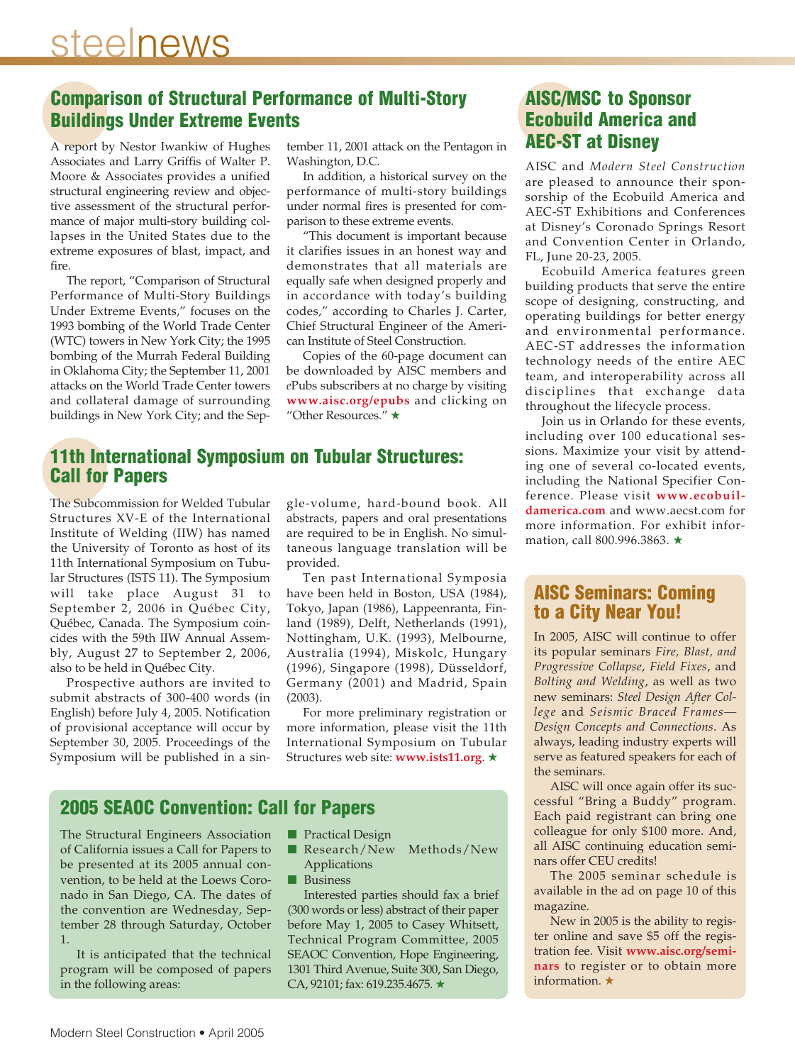# steelnews

## Comparison of Structural Performance of Multi-Story Buildings Under Extreme Events

A report by Nestor Iwankiw of Hughes Associates and Larry Griffis of Walter P. Moore & Associates provides a unified structural engineering review and objective assessment of the structural performance of major multi-story building collapses in the United States due to the extreme exposures of blast, impact, and fire.

The report, "Comparison of Structural Performance of Multi-Story Buildings Under Extreme Events," focuses on the 1993 bombing of the World Trade Center (WTC) towers in New York City; the 1995 bombing of the Murrah Federal Building in Oklahoma City; the September 11, 2001 attacks on the World Trade Center towers and collateral damage of surrounding buildings in New York City; and the September 11, 2001 attack on the Pentagon in Washington, D.C.

In addition, a historical survey on the performance of multi-story buildings under normal fires is presented for comparison to these extreme events.

"This document is important because it clarifies issues in an honest way and demonstrates that all materials are equally safe when designed properly and in accordance with today's building codes," according to Charles J. Carter, Chief Structural Engineer of the American Institute of Steel Construction.

Copies of the 60-page document can be downloaded by AISC members and *e*Pubs subscribers at no charge by visiting **www.aisc.org/epubs** and clicking on "Other Resources." ★

## AISC/MSC to Sponsor Ecobuild America and AEC-ST at Disney

AISC and *Modern Steel Construction* are pleased to announce their sponsorship of the Ecobuild America and AEC-ST Exhibitions and Conferences at Disney's Coronado Springs Resort and Convention Center in Orlando, FL, June 20-23, 2005.

Ecobuild America features green building products that serve the entire scope of designing, constructing, and operating buildings for better energy and environmental performance. AEC-ST addresses the information technology needs of the entire AEC team, and interoperability across all disciplines that exchange data throughout the lifecycle process.

Join us in Orlando for these events, including over 100 educational sessions. Maximize your visit by attending one of several co-located events, including the National Specifier Conference. Please visit **www.ecobuildamerica.com** and www.aecst.com for more information. For exhibit information, call 800.996.3863. ★

## 11th International Symposium on Tubular Structures: Call for Papers

The Subcommission for Welded Tubular Structures XV-E of the International Institute of Welding (IIW) has named the University of Toronto as host of its 11th International Symposium on Tubular Structures (ISTS 11). The Symposium will take place August 31 to September 2, 2006 in Québec City, Québec, Canada. The Symposium coincides with the 59th IIW Annual Assembly, August 27 to September 2, 2006, also to be held in Québec City.

Prospective authors are invited to submit abstracts of 300-400 words (in English) before July 4, 2005. Notification of provisional acceptance will occur by September 30, 2005. Proceedings of the Symposium will be published in a single-volume, hard-bound book. All abstracts, papers and oral presentations are required to be in English. No simultaneous language translation will be provided.

Ten past International Symposia have been held in Boston, USA (1984), Tokyo, Japan (1986), Lappeenranta, Finland (1989), Delft, Netherlands (1991), Nottingham, U.K. (1993), Melbourne, Australia (1994), Miskolc, Hungary (1996), Singapore (1998), Düsseldorf, Germany (2001) and Madrid, Spain (2003).

For more preliminary registration or more information, please visit the 11th International Symposium on Tubular Structures web site: **www.ists11.org**. ★

## 2005 SEAOC Convention: Call for Papers

The Structural Engineers Association of California issues a Call for Papers to be presented at its 2005 annual convention, to be held at the Loews Coronado in San Diego, CA. The dates of the convention are Wednesday, September 28 through Saturday, October 1.

It is anticipated that the technical program will be composed of papers in the following areas:

- Practical Design
- Research/New Methods/New Applications
- Business

Interested parties should fax a brief (300 words or less) abstract of their paper before May 1, 2005 to Casey Whitsett, Technical Program Committee, 2005 SEAOC Convention, Hope Engineering, 1301 Third Avenue, Suite 300, San Diego, CA, 92101; fax: 619.235.4675. ★

## AISC Seminars: Coming to a City Near You!

In 2005, AISC will continue to offer its popular seminars *Fire, Blast, and Progressive Collapse*, *Field Fixes*, and *Bolting and Welding*, as well as two new seminars: *Steel Design After College* and *Seismic Braced Frames—Design Concepts and Connections.* As always, leading industry experts will serve as featured speakers for each of the seminars.

AISC will once again offer its successful "Bring a Buddy" program. Each paid registrant can bring one colleague for only $100 more. And, all AISC continuing education seminars offer CEU credits!

The 2005 seminar schedule is available in the ad on page 10 of this magazine.

New in 2005 is the ability to register online and save $5 off the registration fee. Visit **www.aisc.org/seminars** to register or to obtain more information. ★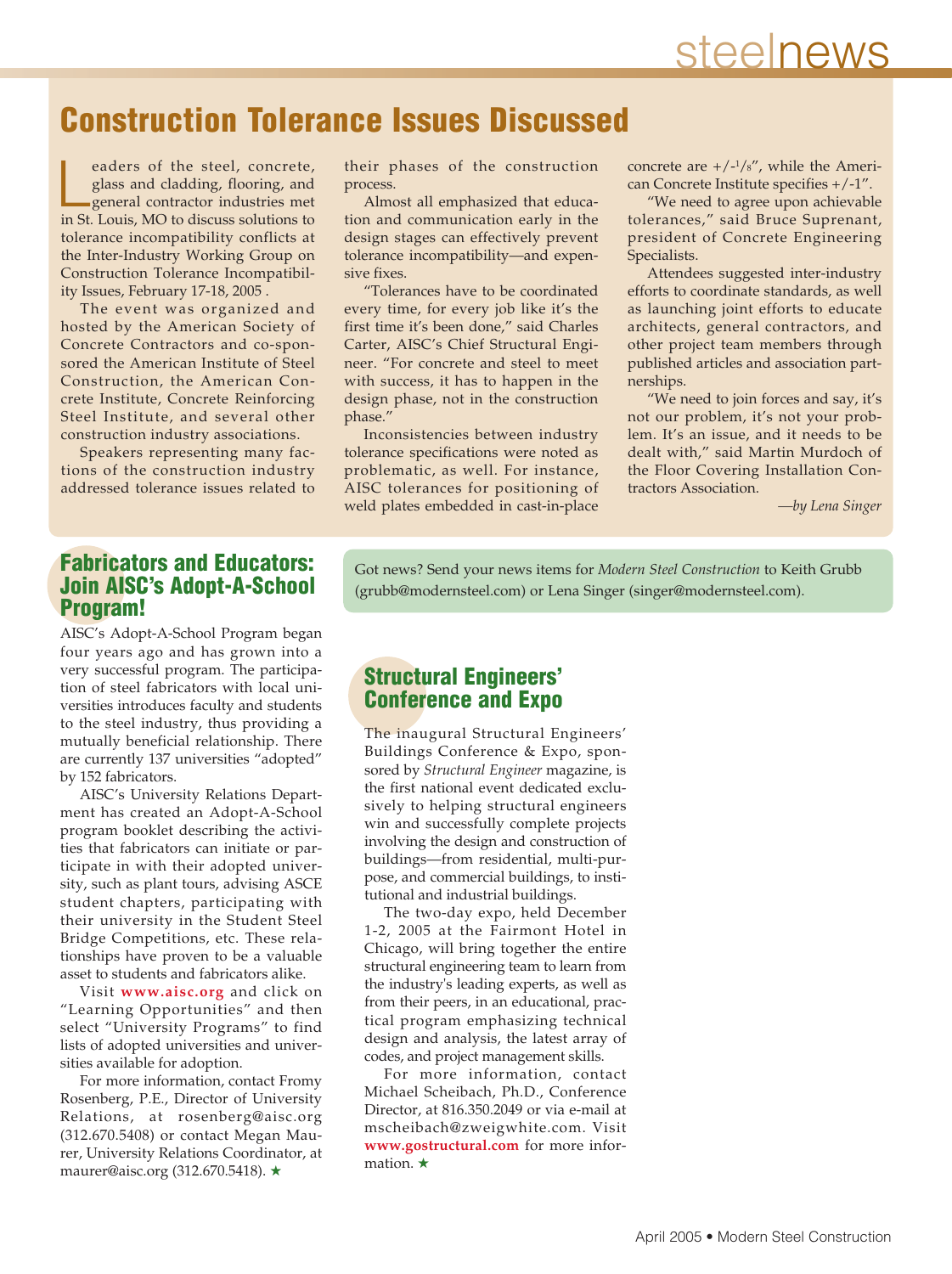# Construction Tolerance Issues Discussed

Leaders of the steel, concrete, glass and cladding, flooring, and general contractor industries met in St. Louis, MO to discuss solutions to tolerance incompatibility conflicts at the Inter-Industry Working Group on Construction Tolerance Incompatibility Issues, February 17-18, 2005 .

The event was organized and hosted by the American Society of Concrete Contractors and co-sponsored the American Institute of Steel Construction, the American Concrete Institute, Concrete Reinforcing Steel Institute, and several other construction industry associations.

Speakers representing many factions of the construction industry addressed tolerance issues related to their phases of the construction process.

Almost all emphasized that education and communication early in the design stages can effectively prevent tolerance incompatibility—and expensive fixes.

"Tolerances have to be coordinated every time, for every job like it's the first time it's been done," said Charles Carter, AISC's Chief Structural Engineer. "For concrete and steel to meet with success, it has to happen in the design phase, not in the construction phase."

Inconsistencies between industry tolerance specifications were noted as problematic, as well. For instance, AISC tolerances for positioning of weld plates embedded in cast-in-place concrete are +/-1/8", while the American Concrete Institute specifies +/-1".

"We need to agree upon achievable tolerances," said Bruce Suprenant, president of Concrete Engineering Specialists.

Attendees suggested inter-industry efforts to coordinate standards, as well as launching joint efforts to educate architects, general contractors, and other project team members through published articles and association partnerships.

"We need to join forces and say, it's not our problem, it's not your problem. It's an issue, and it needs to be dealt with," said Martin Murdoch of the Floor Covering Installation Contractors Association.

*—by Lena Singer*

## Fabricators and Educators: Join AISC's Adopt-A-School Program!

AISC's Adopt-A-School Program began four years ago and has grown into a very successful program. The participation of steel fabricators with local universities introduces faculty and students to the steel industry, thus providing a mutually beneficial relationship. There are currently 137 universities "adopted" by 152 fabricators.

AISC's University Relations Department has created an Adopt-A-School program booklet describing the activities that fabricators can initiate or participate in with their adopted university, such as plant tours, advising ASCE student chapters, participating with their university in the Student Steel Bridge Competitions, etc. These relationships have proven to be a valuable asset to students and fabricators alike.

Visit **www.aisc.org** and click on "Learning Opportunities" and then select "University Programs" to find lists of adopted universities and universities available for adoption.

For more information, contact Fromy Rosenberg, P.E., Director of University Relations, at rosenberg@aisc.org (312.670.5408) or contact Megan Maurer, University Relations Coordinator, at maurer@aisc.org (312.670.5418). ★

Got news? Send your news items for *Modern Steel Construction* to Keith Grubb (grubb@modernsteel.com) or Lena Singer (singer@modernsteel.com).

## Structural Engineers' Conference and Expo

The inaugural Structural Engineers' Buildings Conference & Expo, sponsored by *Structural Engineer* magazine, is the first national event dedicated exclusively to helping structural engineers win and successfully complete projects involving the design and construction of buildings—from residential, multi-purpose, and commercial buildings, to institutional and industrial buildings.

The two-day expo, held December 1-2, 2005 at the Fairmont Hotel in Chicago, will bring together the entire structural engineering team to learn from the industry's leading experts, as well as from their peers, in an educational, practical program emphasizing technical design and analysis, the latest array of codes, and project management skills.

For more information, contact Michael Scheibach, Ph.D., Conference Director, at 816.350.2049 or via e-mail at mscheibach@zweigwhite.com. Visit **www.gostructural.com** for more information. ★